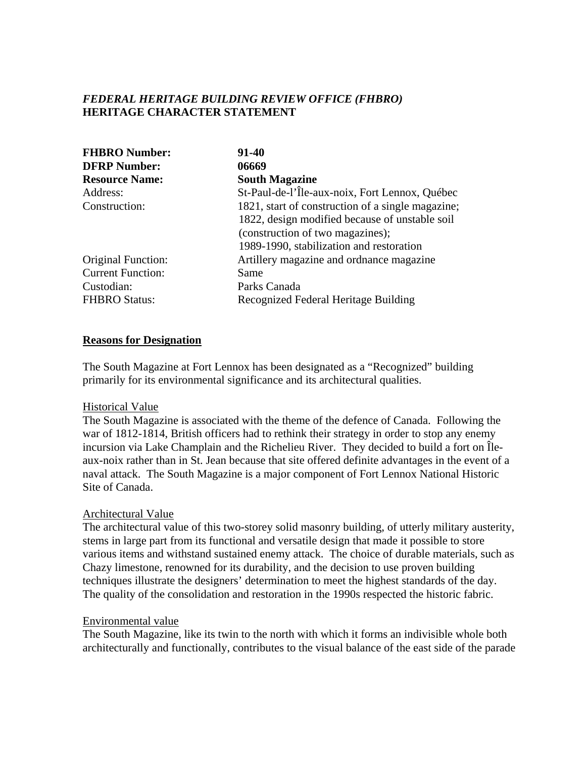***FEDERAL HERITAGE BUILDING REVIEW OFFICE (FHBRO)***
**HERITAGE CHARACTER STATEMENT**

| | |
|---|---|
| **FHBRO Number:** | **91-40** |
| **DFRP Number:** | **06669** |
| **Resource Name:** | **South Magazine** |
| Address: | St-Paul-de-l'Île-aux-noix, Fort Lennox, Québec |
| Construction: | 1821, start of construction of a single magazine; 1822, design modified because of unstable soil (construction of two magazines); 1989-1990, stabilization and restoration |
| Original Function: | Artillery magazine and ordnance magazine |
| Current Function: | Same |
| Custodian: | Parks Canada |
| FHBRO Status: | Recognized Federal Heritage Building |

## Reasons for Designation

The South Magazine at Fort Lennox has been designated as a "Recognized" building primarily for its environmental significance and its architectural qualities.

### Historical Value

The South Magazine is associated with the theme of the defence of Canada. Following the war of 1812-1814, British officers had to rethink their strategy in order to stop any enemy incursion via Lake Champlain and the Richelieu River. They decided to build a fort on Île-aux-noix rather than in St. Jean because that site offered definite advantages in the event of a naval attack. The South Magazine is a major component of Fort Lennox National Historic Site of Canada.

### Architectural Value

The architectural value of this two-storey solid masonry building, of utterly military austerity, stems in large part from its functional and versatile design that made it possible to store various items and withstand sustained enemy attack. The choice of durable materials, such as Chazy limestone, renowned for its durability, and the decision to use proven building techniques illustrate the designers' determination to meet the highest standards of the day. The quality of the consolidation and restoration in the 1990s respected the historic fabric.

### Environmental value

The South Magazine, like its twin to the north with which it forms an indivisible whole both architecturally and functionally, contributes to the visual balance of the east side of the parade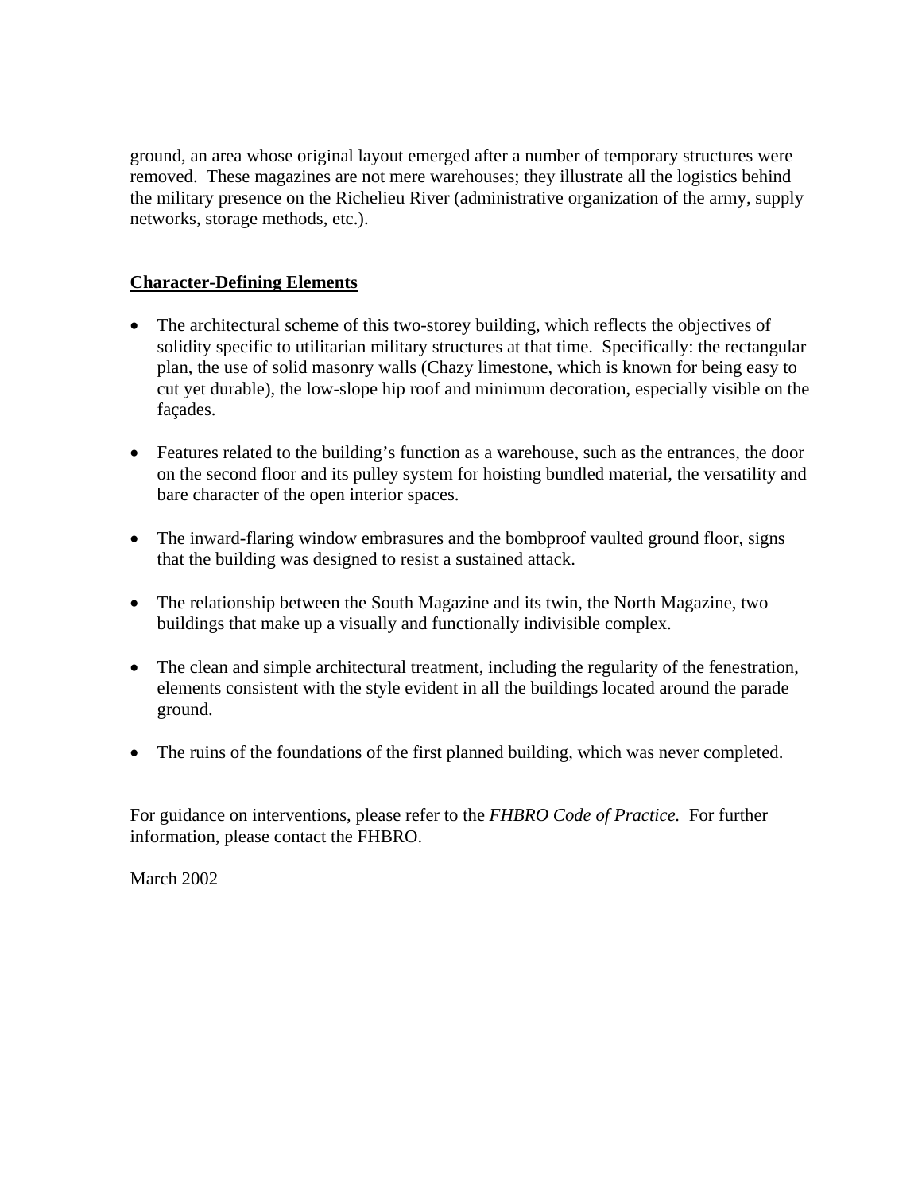ground, an area whose original layout emerged after a number of temporary structures were removed. These magazines are not mere warehouses; they illustrate all the logistics behind the military presence on the Richelieu River (administrative organization of the army, supply networks, storage methods, etc.).

## Character-Defining Elements

- The architectural scheme of this two-storey building, which reflects the objectives of solidity specific to utilitarian military structures at that time. Specifically: the rectangular plan, the use of solid masonry walls (Chazy limestone, which is known for being easy to cut yet durable), the low-slope hip roof and minimum decoration, especially visible on the façades.

- Features related to the building's function as a warehouse, such as the entrances, the door on the second floor and its pulley system for hoisting bundled material, the versatility and bare character of the open interior spaces.

- The inward-flaring window embrasures and the bombproof vaulted ground floor, signs that the building was designed to resist a sustained attack.

- The relationship between the South Magazine and its twin, the North Magazine, two buildings that make up a visually and functionally indivisible complex.

- The clean and simple architectural treatment, including the regularity of the fenestration, elements consistent with the style evident in all the buildings located around the parade ground.

- The ruins of the foundations of the first planned building, which was never completed.

For guidance on interventions, please refer to the *FHBRO Code of Practice.* For further information, please contact the FHBRO.

March 2002